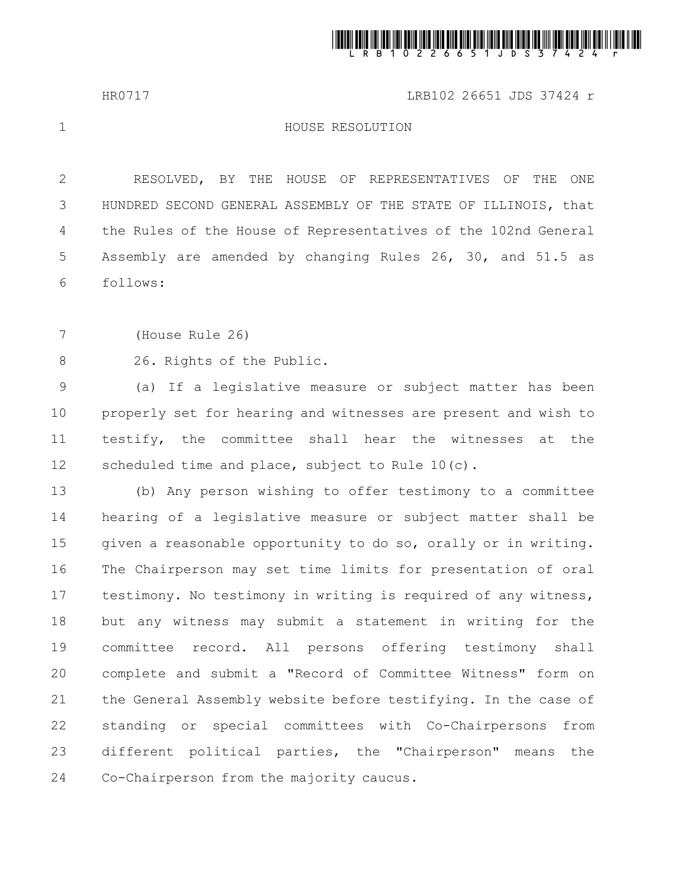HR0717 LRB102 26651 JDS 37424 r

HOUSE RESOLUTION

RESOLVED, BY THE HOUSE OF REPRESENTATIVES OF THE ONE HUNDRED SECOND GENERAL ASSEMBLY OF THE STATE OF ILLINOIS, that the Rules of the House of Representatives of the 102nd General Assembly are amended by changing Rules 26, 30, and 51.5 as follows:

(House Rule 26)

26. Rights of the Public.

(a) If a legislative measure or subject matter has been properly set for hearing and witnesses are present and wish to testify, the committee shall hear the witnesses at the scheduled time and place, subject to Rule 10(c).

(b) Any person wishing to offer testimony to a committee hearing of a legislative measure or subject matter shall be given a reasonable opportunity to do so, orally or in writing. The Chairperson may set time limits for presentation of oral testimony. No testimony in writing is required of any witness, but any witness may submit a statement in writing for the committee record. All persons offering testimony shall complete and submit a "Record of Committee Witness" form on the General Assembly website before testifying. In the case of standing or special committees with Co-Chairpersons from different political parties, the "Chairperson" means the Co-Chairperson from the majority caucus.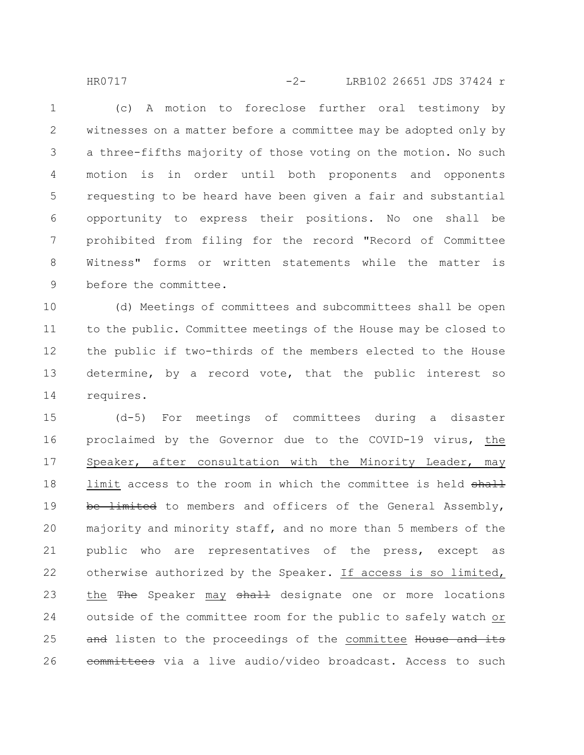(c) A motion to foreclose further oral testimony by witnesses on a matter before a committee may be adopted only by a three-fifths majority of those voting on the motion. No such motion is in order until both proponents and opponents requesting to be heard have been given a fair and substantial opportunity to express their positions. No one shall be prohibited from filing for the record "Record of Committee Witness" forms or written statements while the matter is before the committee.

(d) Meetings of committees and subcommittees shall be open to the public. Committee meetings of the House may be closed to the public if two-thirds of the members elected to the House determine, by a record vote, that the public interest so requires.

(d-5) For meetings of committees during a disaster proclaimed by the Governor due to the COVID-19 virus, the Speaker, after consultation with the Minority Leader, may limit access to the room in which the committee is held ~~shall be limited~~ to members and officers of the General Assembly, majority and minority staff, and no more than 5 members of the public who are representatives of the press, except as otherwise authorized by the Speaker. If access is so limited, the ~~The~~ Speaker may ~~shall~~ designate one or more locations outside of the committee room for the public to safely watch or ~~and~~ listen to the proceedings of the committee ~~House and its committees~~ via a live audio/video broadcast. Access to such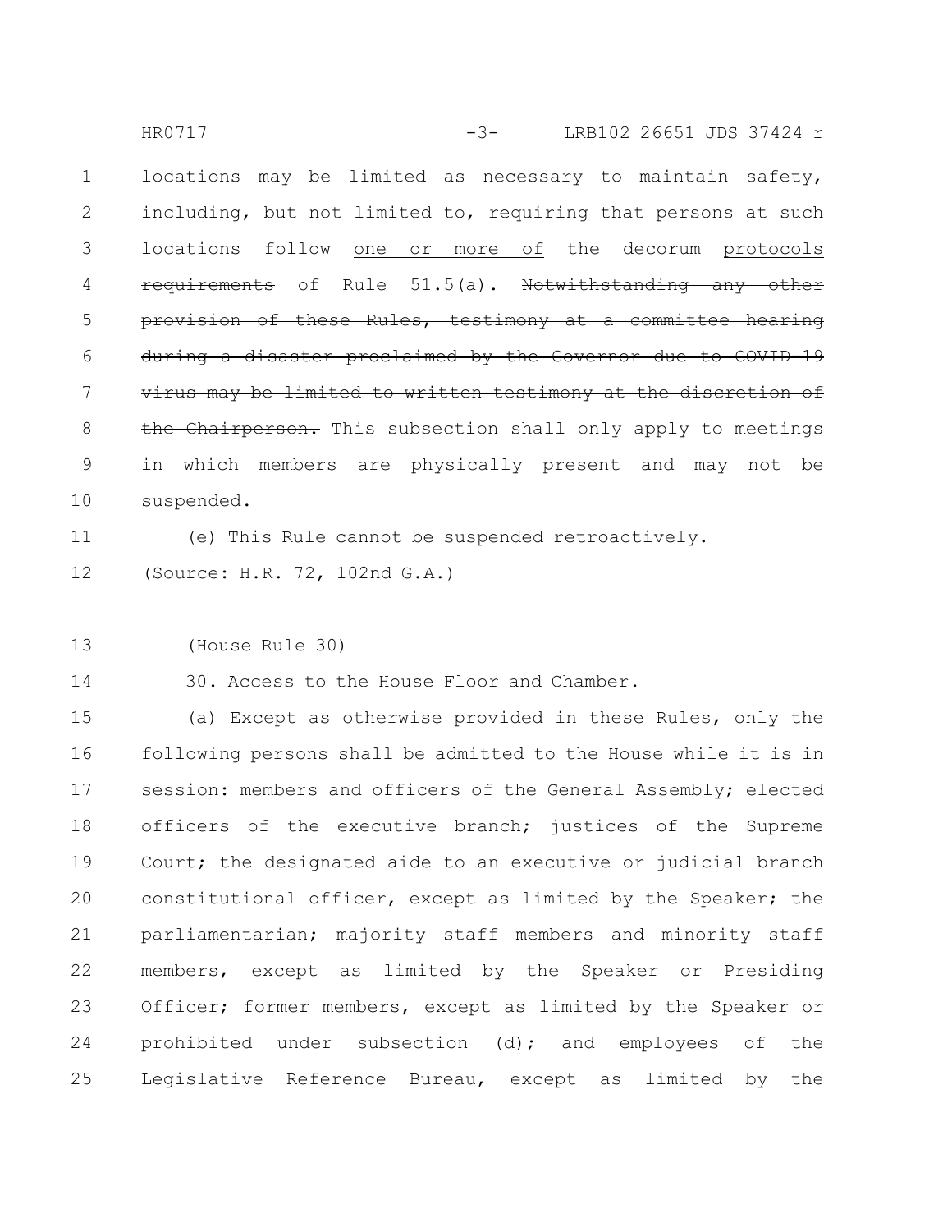locations may be limited as necessary to maintain safety, including, but not limited to, requiring that persons at such locations follow <u>one or more of</u> the decorum <u>protocols</u> ~~requirements~~ of Rule 51.5(a). ~~Notwithstanding any other provision of these Rules, testimony at a committee hearing during a disaster proclaimed by the Governor due to COVID-19 virus may be limited to written testimony at the discretion of the Chairperson.~~ This subsection shall only apply to meetings in which members are physically present and may not be suspended.

(e) This Rule cannot be suspended retroactively.

(Source: H.R. 72, 102nd G.A.)

(House Rule 30)

30. Access to the House Floor and Chamber.

(a) Except as otherwise provided in these Rules, only the following persons shall be admitted to the House while it is in session: members and officers of the General Assembly; elected officers of the executive branch; justices of the Supreme Court; the designated aide to an executive or judicial branch constitutional officer, except as limited by the Speaker; the parliamentarian; majority staff members and minority staff members, except as limited by the Speaker or Presiding Officer; former members, except as limited by the Speaker or prohibited under subsection (d); and employees of the Legislative Reference Bureau, except as limited by the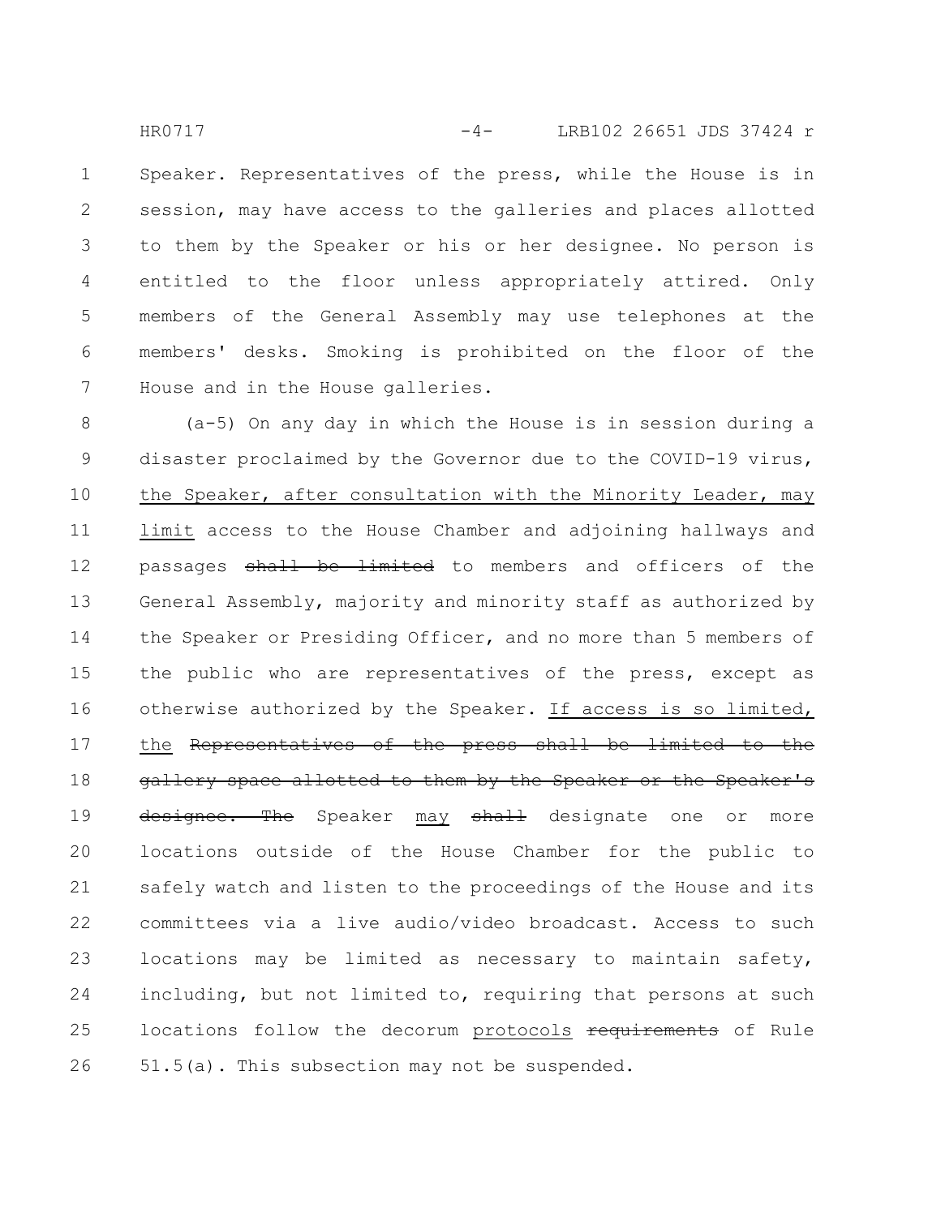Speaker. Representatives of the press, while the House is in session, may have access to the galleries and places allotted to them by the Speaker or his or her designee. No person is entitled to the floor unless appropriately attired. Only members of the General Assembly may use telephones at the members' desks. Smoking is prohibited on the floor of the House and in the House galleries.

(a-5) On any day in which the House is in session during a disaster proclaimed by the Governor due to the COVID-19 virus, <u>the Speaker, after consultation with the Minority Leader, may limit</u> access to the House Chamber and adjoining hallways and passages ~~shall be limited~~ to members and officers of the General Assembly, majority and minority staff as authorized by the Speaker or Presiding Officer, and no more than 5 members of the public who are representatives of the press, except as otherwise authorized by the Speaker. <u>If access is so limited, the</u> ~~Representatives of the press shall be limited to the gallery space allotted to them by the Speaker or the Speaker's designee. The~~ Speaker <u>may</u> ~~shall~~ designate one or more locations outside of the House Chamber for the public to safely watch and listen to the proceedings of the House and its committees via a live audio/video broadcast. Access to such locations may be limited as necessary to maintain safety, including, but not limited to, requiring that persons at such locations follow the decorum <u>protocols</u> ~~requirements~~ of Rule 51.5(a). This subsection may not be suspended.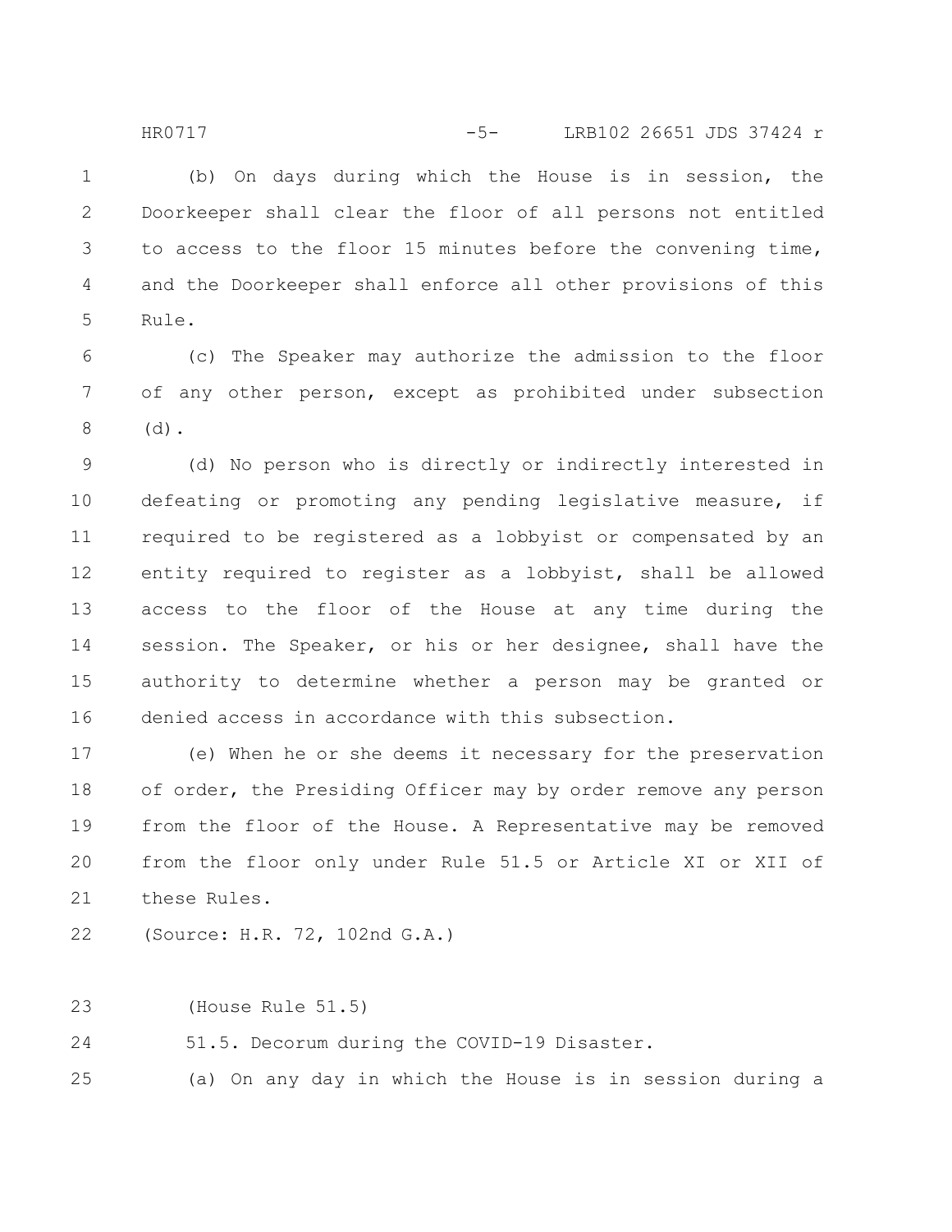(b) On days during which the House is in session, the Doorkeeper shall clear the floor of all persons not entitled to access to the floor 15 minutes before the convening time, and the Doorkeeper shall enforce all other provisions of this Rule.

(c) The Speaker may authorize the admission to the floor of any other person, except as prohibited under subsection (d).

(d) No person who is directly or indirectly interested in defeating or promoting any pending legislative measure, if required to be registered as a lobbyist or compensated by an entity required to register as a lobbyist, shall be allowed access to the floor of the House at any time during the session. The Speaker, or his or her designee, shall have the authority to determine whether a person may be granted or denied access in accordance with this subsection.

(e) When he or she deems it necessary for the preservation of order, the Presiding Officer may by order remove any person from the floor of the House. A Representative may be removed from the floor only under Rule 51.5 or Article XI or XII of these Rules.

(Source: H.R. 72, 102nd G.A.)

(House Rule 51.5)

51.5. Decorum during the COVID-19 Disaster.

(a) On any day in which the House is in session during a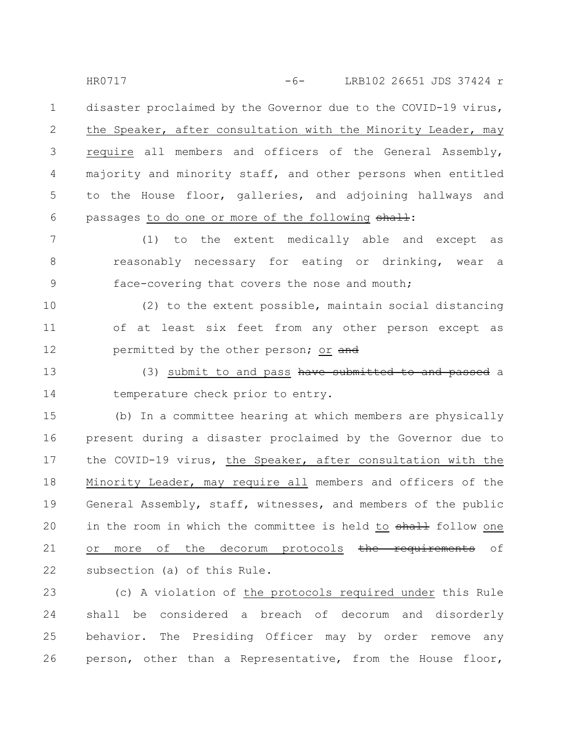disaster proclaimed by the Governor due to the COVID-19 virus, the Speaker, after consultation with the Minority Leader, may require all members and officers of the General Assembly, majority and minority staff, and other persons when entitled to the House floor, galleries, and adjoining hallways and passages to do one or more of the following ~~shall~~:

(1) to the extent medically able and except as reasonably necessary for eating or drinking, wear a face-covering that covers the nose and mouth;

(2) to the extent possible, maintain social distancing of at least six feet from any other person except as permitted by the other person; or ~~and~~

(3) submit to and pass ~~have submitted to and passed~~ a temperature check prior to entry.

(b) In a committee hearing at which members are physically present during a disaster proclaimed by the Governor due to the COVID-19 virus, the Speaker, after consultation with the Minority Leader, may require all members and officers of the General Assembly, staff, witnesses, and members of the public in the room in which the committee is held to ~~shall~~ follow one or more of the decorum protocols ~~the requirements~~ of subsection (a) of this Rule.

(c) A violation of the protocols required under this Rule shall be considered a breach of decorum and disorderly behavior. The Presiding Officer may by order remove any person, other than a Representative, from the House floor,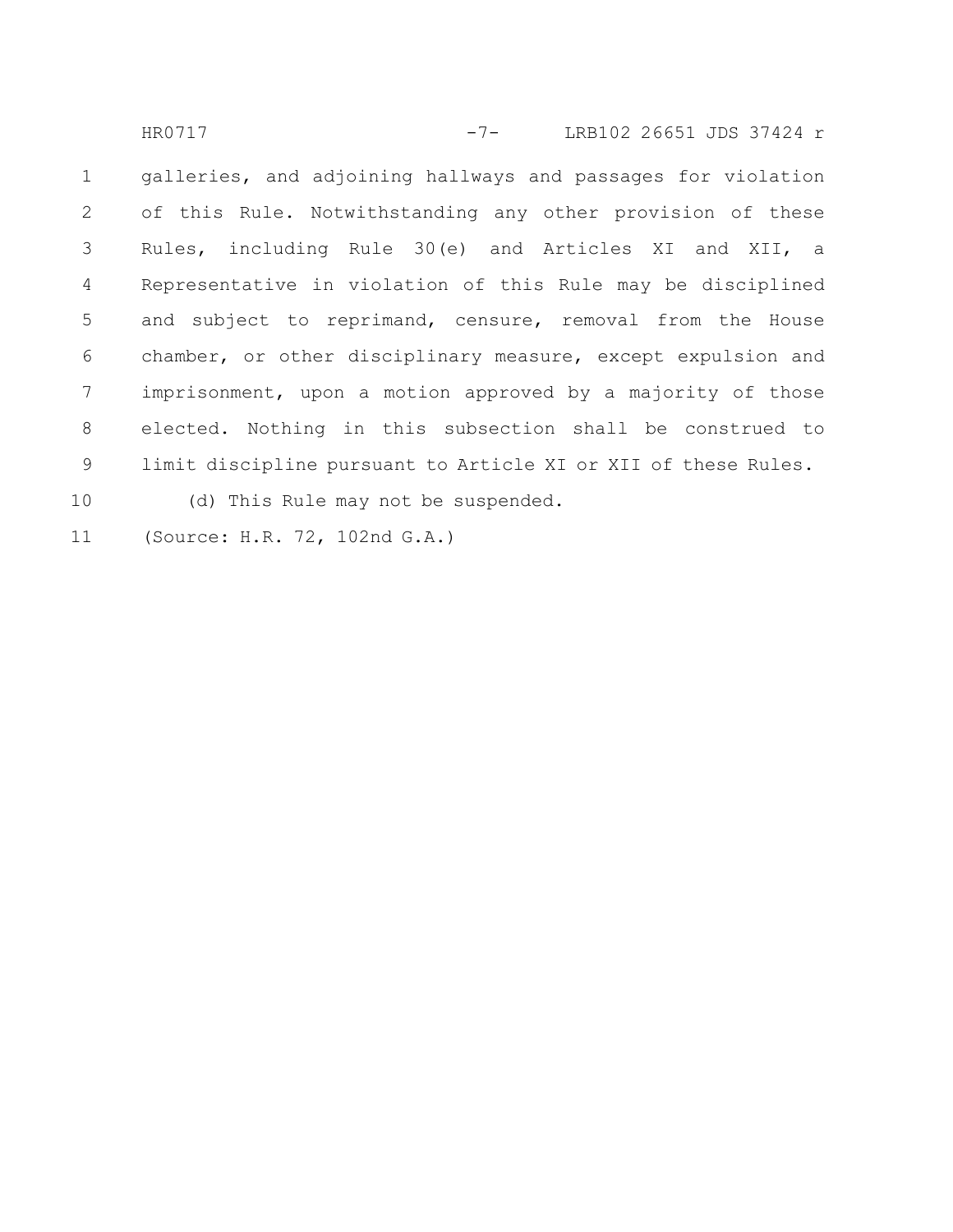galleries, and adjoining hallways and passages for violation of this Rule. Notwithstanding any other provision of these Rules, including Rule 30(e) and Articles XI and XII, a Representative in violation of this Rule may be disciplined and subject to reprimand, censure, removal from the House chamber, or other disciplinary measure, except expulsion and imprisonment, upon a motion approved by a majority of those elected. Nothing in this subsection shall be construed to limit discipline pursuant to Article XI or XII of these Rules.

(d) This Rule may not be suspended.

(Source: H.R. 72, 102nd G.A.)